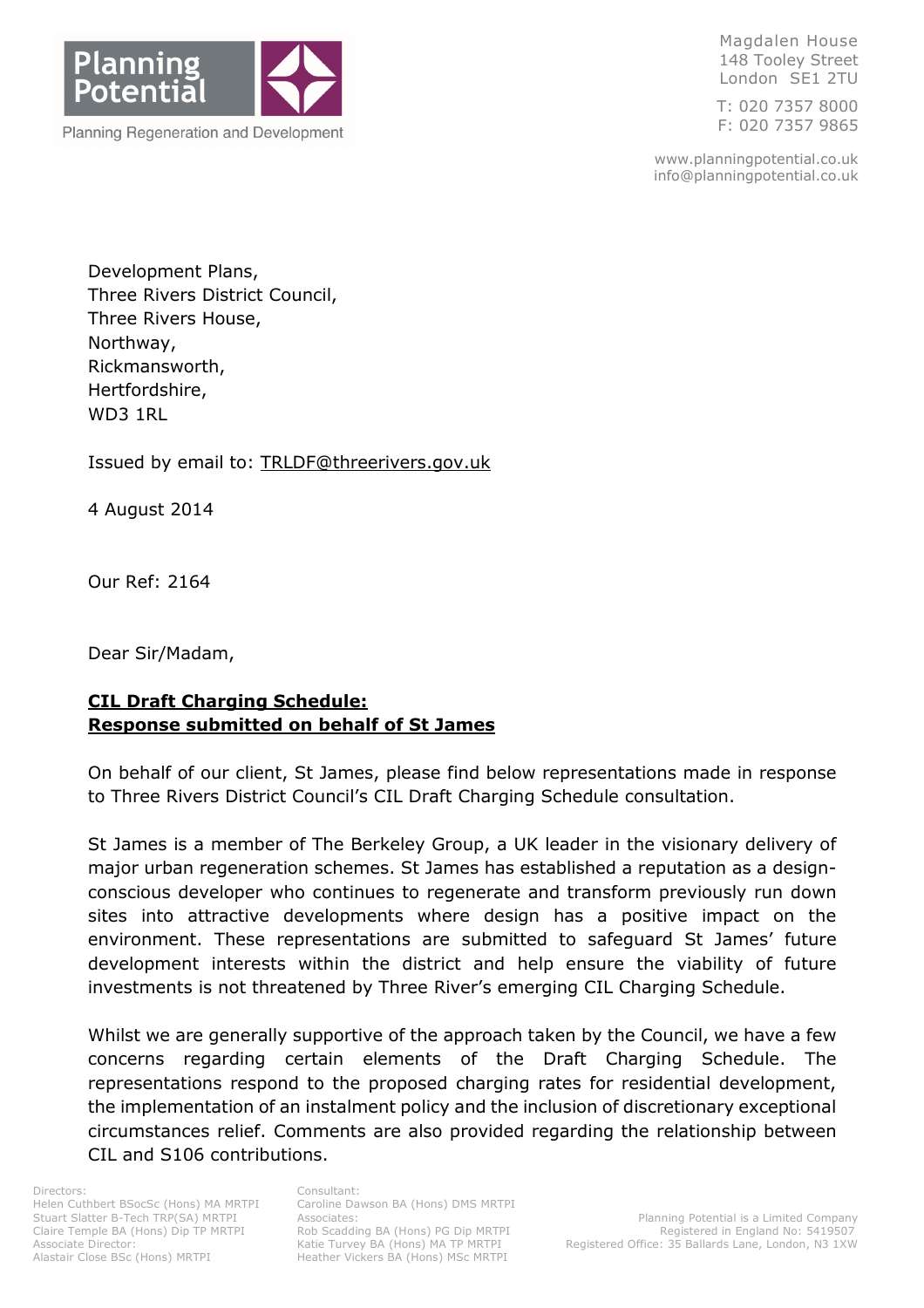Planning Potential

Planning Regeneration and Development

Magdalen House
148 Tooley Street
London SE1 2TU

T: 020 7357 8000
F: 020 7357 9865

www.planningpotential.co.uk
info@planningpotential.co.uk

Development Plans,
Three Rivers District Council,
Three Rivers House,
Northway,
Rickmansworth,
Hertfordshire,
WD3 1RL

Issued by email to: TRLDF@threerivers.gov.uk

4 August 2014

Our Ref: 2164

Dear Sir/Madam,

**CIL Draft Charging Schedule:**
**Response submitted on behalf of St James**

On behalf of our client, St James, please find below representations made in response to Three Rivers District Council's CIL Draft Charging Schedule consultation.

St James is a member of The Berkeley Group, a UK leader in the visionary delivery of major urban regeneration schemes. St James has established a reputation as a design-conscious developer who continues to regenerate and transform previously run down sites into attractive developments where design has a positive impact on the environment. These representations are submitted to safeguard St James' future development interests within the district and help ensure the viability of future investments is not threatened by Three River's emerging CIL Charging Schedule.

Whilst we are generally supportive of the approach taken by the Council, we have a few concerns regarding certain elements of the Draft Charging Schedule. The representations respond to the proposed charging rates for residential development, the implementation of an instalment policy and the inclusion of discretionary exceptional circumstances relief. Comments are also provided regarding the relationship between CIL and S106 contributions.

Directors:
Helen Cuthbert BSocSc (Hons) MA MRTPI
Stuart Slatter B-Tech TRP(SA) MRTPI
Claire Temple BA (Hons) Dip TP MRTPI
Associate Director:
Alastair Close BSc (Hons) MRTPI

Consultant:
Caroline Dawson BA (Hons) DMS MRTPI
Associates:
Rob Scadding BA (Hons) PG Dip MRTPI
Katie Turvey BA (Hons) MA TP MRTPI
Heather Vickers BA (Hons) MSc MRTPI

Planning Potential is a Limited Company
Registered in England No: 5419507
Registered Office: 35 Ballards Lane, London, N3 1XW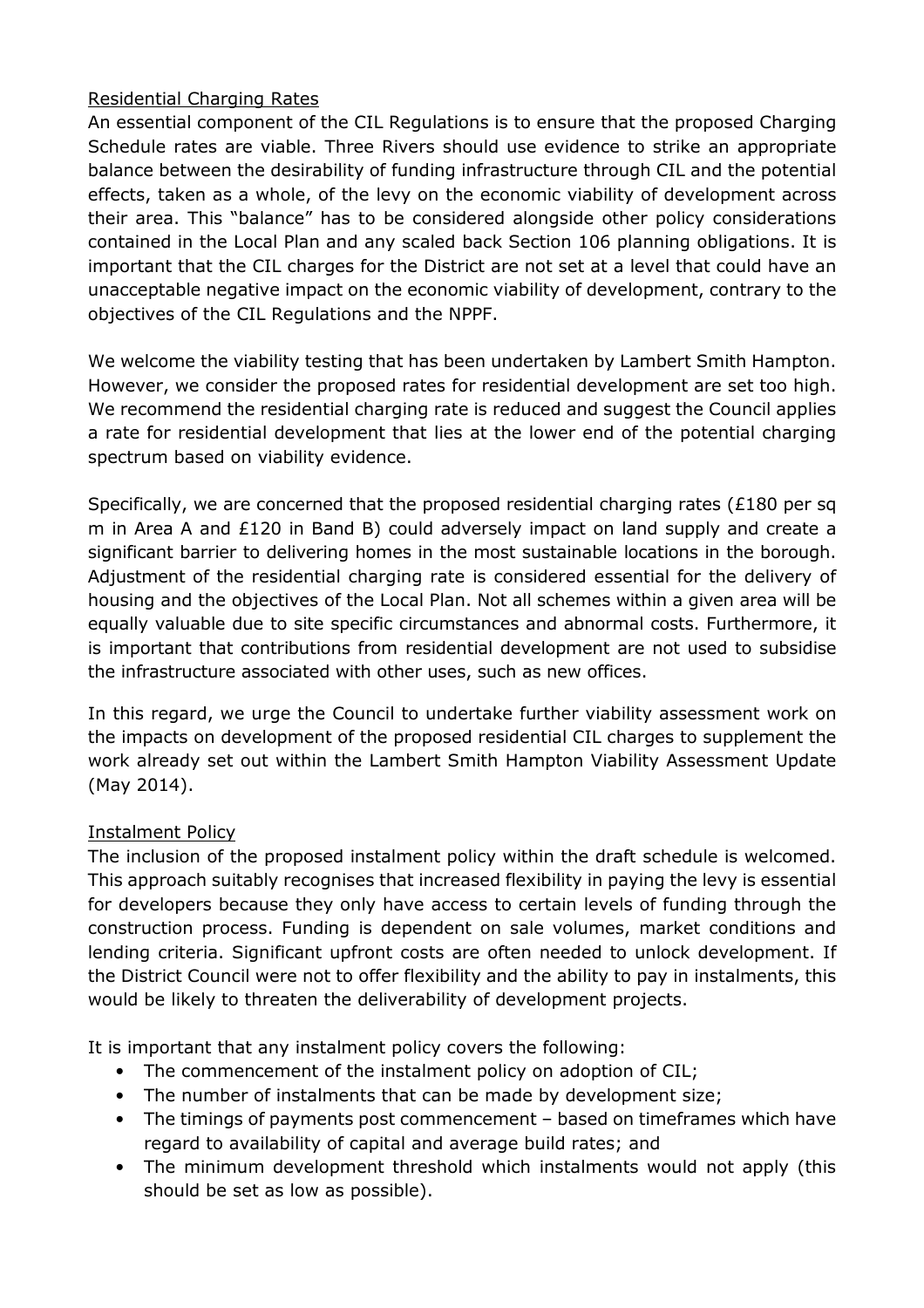<u>Residential Charging Rates</u>

An essential component of the CIL Regulations is to ensure that the proposed Charging Schedule rates are viable. Three Rivers should use evidence to strike an appropriate balance between the desirability of funding infrastructure through CIL and the potential effects, taken as a whole, of the levy on the economic viability of development across their area. This "balance" has to be considered alongside other policy considerations contained in the Local Plan and any scaled back Section 106 planning obligations. It is important that the CIL charges for the District are not set at a level that could have an unacceptable negative impact on the economic viability of development, contrary to the objectives of the CIL Regulations and the NPPF.

We welcome the viability testing that has been undertaken by Lambert Smith Hampton. However, we consider the proposed rates for residential development are set too high. We recommend the residential charging rate is reduced and suggest the Council applies a rate for residential development that lies at the lower end of the potential charging spectrum based on viability evidence.

Specifically, we are concerned that the proposed residential charging rates (£180 per sq m in Area A and £120 in Band B) could adversely impact on land supply and create a significant barrier to delivering homes in the most sustainable locations in the borough. Adjustment of the residential charging rate is considered essential for the delivery of housing and the objectives of the Local Plan. Not all schemes within a given area will be equally valuable due to site specific circumstances and abnormal costs. Furthermore, it is important that contributions from residential development are not used to subsidise the infrastructure associated with other uses, such as new offices.

In this regard, we urge the Council to undertake further viability assessment work on the impacts on development of the proposed residential CIL charges to supplement the work already set out within the Lambert Smith Hampton Viability Assessment Update (May 2014).

<u>Instalment Policy</u>

The inclusion of the proposed instalment policy within the draft schedule is welcomed. This approach suitably recognises that increased flexibility in paying the levy is essential for developers because they only have access to certain levels of funding through the construction process. Funding is dependent on sale volumes, market conditions and lending criteria. Significant upfront costs are often needed to unlock development. If the District Council were not to offer flexibility and the ability to pay in instalments, this would be likely to threaten the deliverability of development projects.

It is important that any instalment policy covers the following:

- The commencement of the instalment policy on adoption of CIL;
- The number of instalments that can be made by development size;
- The timings of payments post commencement – based on timeframes which have regard to availability of capital and average build rates; and
- The minimum development threshold which instalments would not apply (this should be set as low as possible).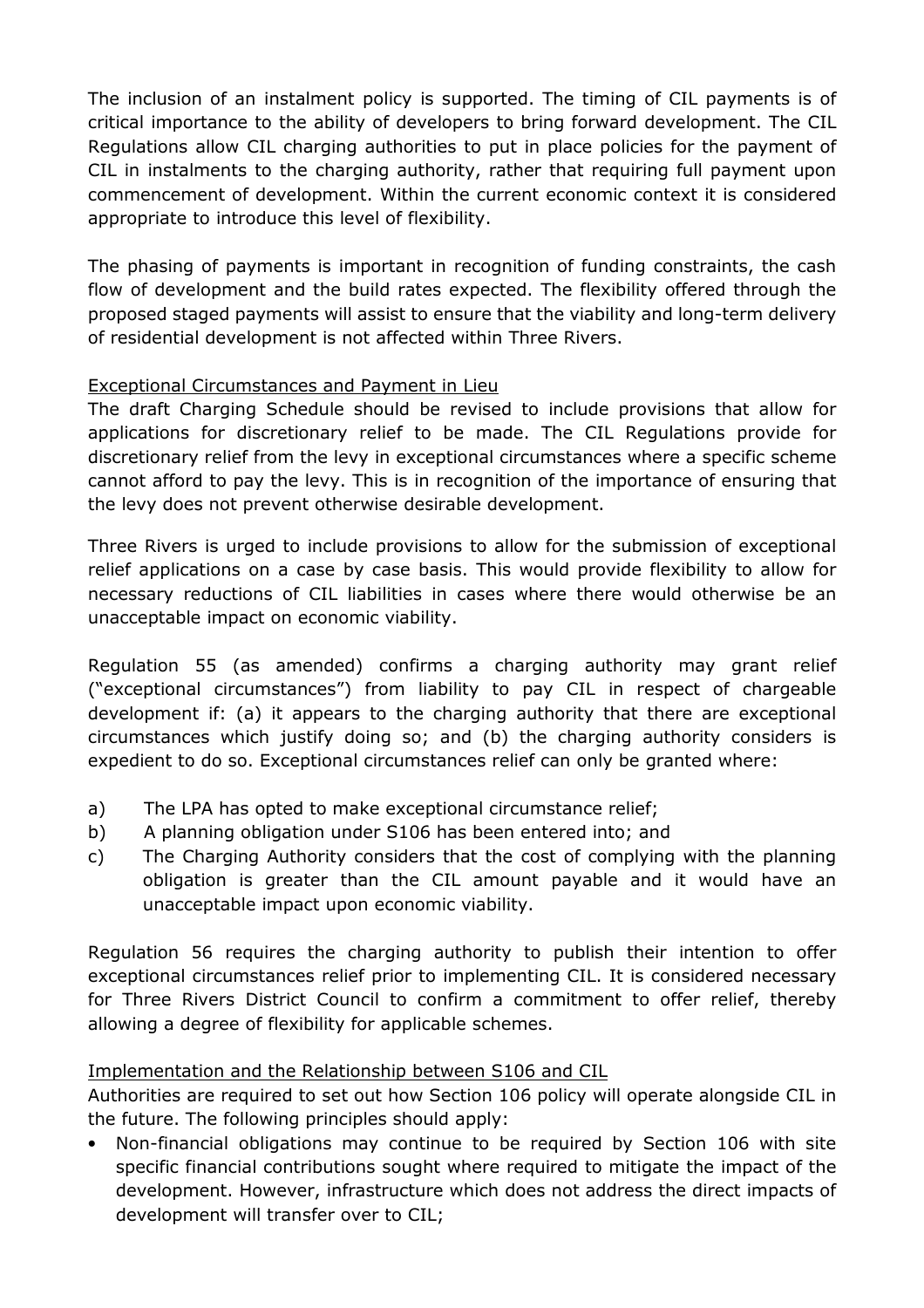The inclusion of an instalment policy is supported. The timing of CIL payments is of critical importance to the ability of developers to bring forward development. The CIL Regulations allow CIL charging authorities to put in place policies for the payment of CIL in instalments to the charging authority, rather that requiring full payment upon commencement of development. Within the current economic context it is considered appropriate to introduce this level of flexibility.

The phasing of payments is important in recognition of funding constraints, the cash flow of development and the build rates expected. The flexibility offered through the proposed staged payments will assist to ensure that the viability and long-term delivery of residential development is not affected within Three Rivers.

<u>Exceptional Circumstances and Payment in Lieu</u>

The draft Charging Schedule should be revised to include provisions that allow for applications for discretionary relief to be made. The CIL Regulations provide for discretionary relief from the levy in exceptional circumstances where a specific scheme cannot afford to pay the levy. This is in recognition of the importance of ensuring that the levy does not prevent otherwise desirable development.

Three Rivers is urged to include provisions to allow for the submission of exceptional relief applications on a case by case basis. This would provide flexibility to allow for necessary reductions of CIL liabilities in cases where there would otherwise be an unacceptable impact on economic viability.

Regulation 55 (as amended) confirms a charging authority may grant relief ("exceptional circumstances") from liability to pay CIL in respect of chargeable development if: (a) it appears to the charging authority that there are exceptional circumstances which justify doing so; and (b) the charging authority considers is expedient to do so. Exceptional circumstances relief can only be granted where:

a) The LPA has opted to make exceptional circumstance relief;
b) A planning obligation under S106 has been entered into; and
c) The Charging Authority considers that the cost of complying with the planning obligation is greater than the CIL amount payable and it would have an unacceptable impact upon economic viability.

Regulation 56 requires the charging authority to publish their intention to offer exceptional circumstances relief prior to implementing CIL. It is considered necessary for Three Rivers District Council to confirm a commitment to offer relief, thereby allowing a degree of flexibility for applicable schemes.

<u>Implementation and the Relationship between S106 and CIL</u>

Authorities are required to set out how Section 106 policy will operate alongside CIL in the future. The following principles should apply:

- Non-financial obligations may continue to be required by Section 106 with site specific financial contributions sought where required to mitigate the impact of the development. However, infrastructure which does not address the direct impacts of development will transfer over to CIL;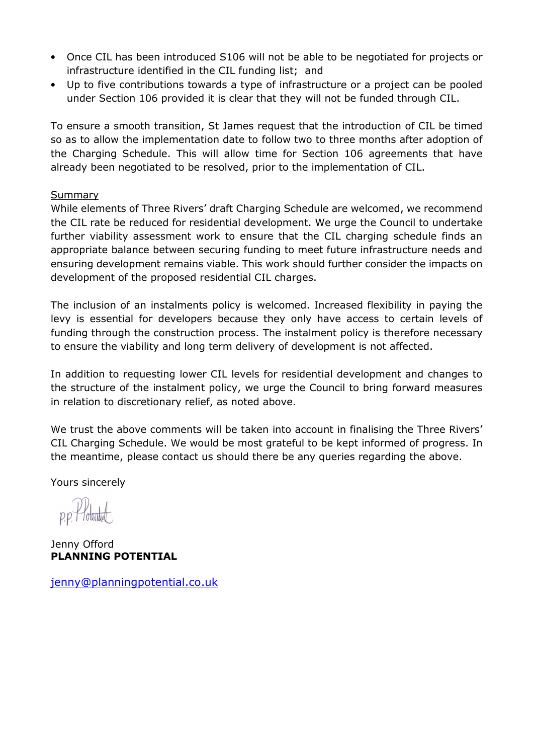- Once CIL has been introduced S106 will not be able to be negotiated for projects or infrastructure identified in the CIL funding list; and
- Up to five contributions towards a type of infrastructure or a project can be pooled under Section 106 provided it is clear that they will not be funded through CIL.

To ensure a smooth transition, St James request that the introduction of CIL be timed so as to allow the implementation date to follow two to three months after adoption of the Charging Schedule. This will allow time for Section 106 agreements that have already been negotiated to be resolved, prior to the implementation of CIL.

Summary

While elements of Three Rivers' draft Charging Schedule are welcomed, we recommend the CIL rate be reduced for residential development. We urge the Council to undertake further viability assessment work to ensure that the CIL charging schedule finds an appropriate balance between securing funding to meet future infrastructure needs and ensuring development remains viable. This work should further consider the impacts on development of the proposed residential CIL charges.

The inclusion of an instalments policy is welcomed. Increased flexibility in paying the levy is essential for developers because they only have access to certain levels of funding through the construction process. The instalment policy is therefore necessary to ensure the viability and long term delivery of development is not affected.

In addition to requesting lower CIL levels for residential development and changes to the structure of the instalment policy, we urge the Council to bring forward measures in relation to discretionary relief, as noted above.

We trust the above comments will be taken into account in finalising the Three Rivers' CIL Charging Schedule. We would be most grateful to be kept informed of progress. In the meantime, please contact us should there be any queries regarding the above.

Yours sincerely

p.p. P Potential

Jenny Offord
**PLANNING POTENTIAL**

jenny@planningpotential.co.uk